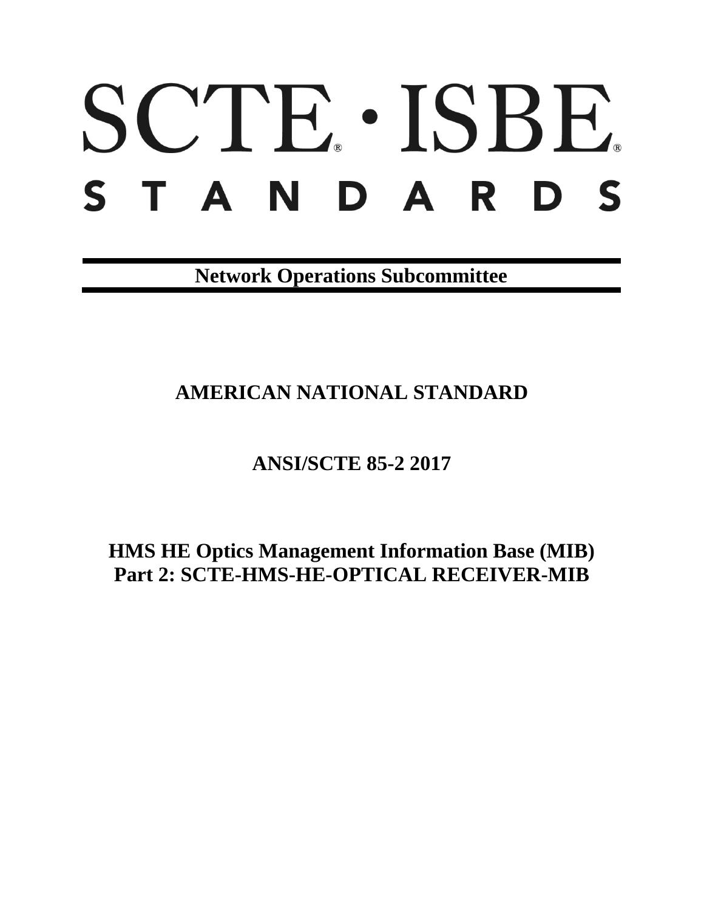# SCTE® · ISBE®
# STANDARDS

**Network Operations Subcommittee**

## AMERICAN NATIONAL STANDARD

## ANSI/SCTE 85-2 2017

## HMS HE Optics Management Information Base (MIB) Part 2: SCTE-HMS-HE-OPTICAL RECEIVER-MIB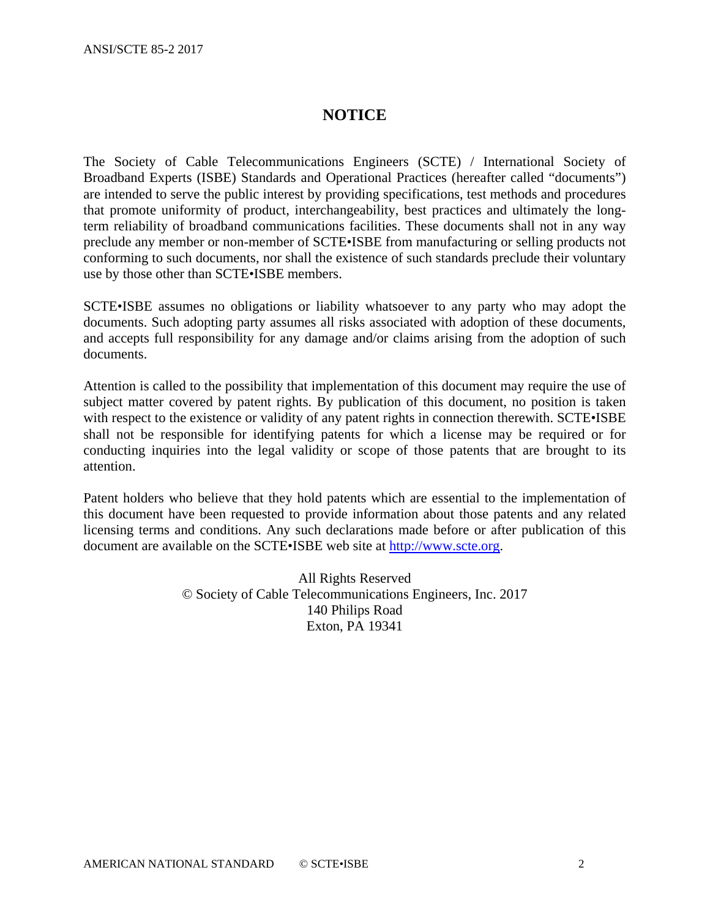# NOTICE

The Society of Cable Telecommunications Engineers (SCTE) / International Society of Broadband Experts (ISBE) Standards and Operational Practices (hereafter called "documents") are intended to serve the public interest by providing specifications, test methods and procedures that promote uniformity of product, interchangeability, best practices and ultimately the long-term reliability of broadband communications facilities. These documents shall not in any way preclude any member or non-member of SCTE•ISBE from manufacturing or selling products not conforming to such documents, nor shall the existence of such standards preclude their voluntary use by those other than SCTE•ISBE members.

SCTE•ISBE assumes no obligations or liability whatsoever to any party who may adopt the documents. Such adopting party assumes all risks associated with adoption of these documents, and accepts full responsibility for any damage and/or claims arising from the adoption of such documents.

Attention is called to the possibility that implementation of this document may require the use of subject matter covered by patent rights. By publication of this document, no position is taken with respect to the existence or validity of any patent rights in connection therewith. SCTE•ISBE shall not be responsible for identifying patents for which a license may be required or for conducting inquiries into the legal validity or scope of those patents that are brought to its attention.

Patent holders who believe that they hold patents which are essential to the implementation of this document have been requested to provide information about those patents and any related licensing terms and conditions. Any such declarations made before or after publication of this document are available on the SCTE•ISBE web site at http://www.scte.org.

All Rights Reserved
© Society of Cable Telecommunications Engineers, Inc. 2017
140 Philips Road
Exton, PA 19341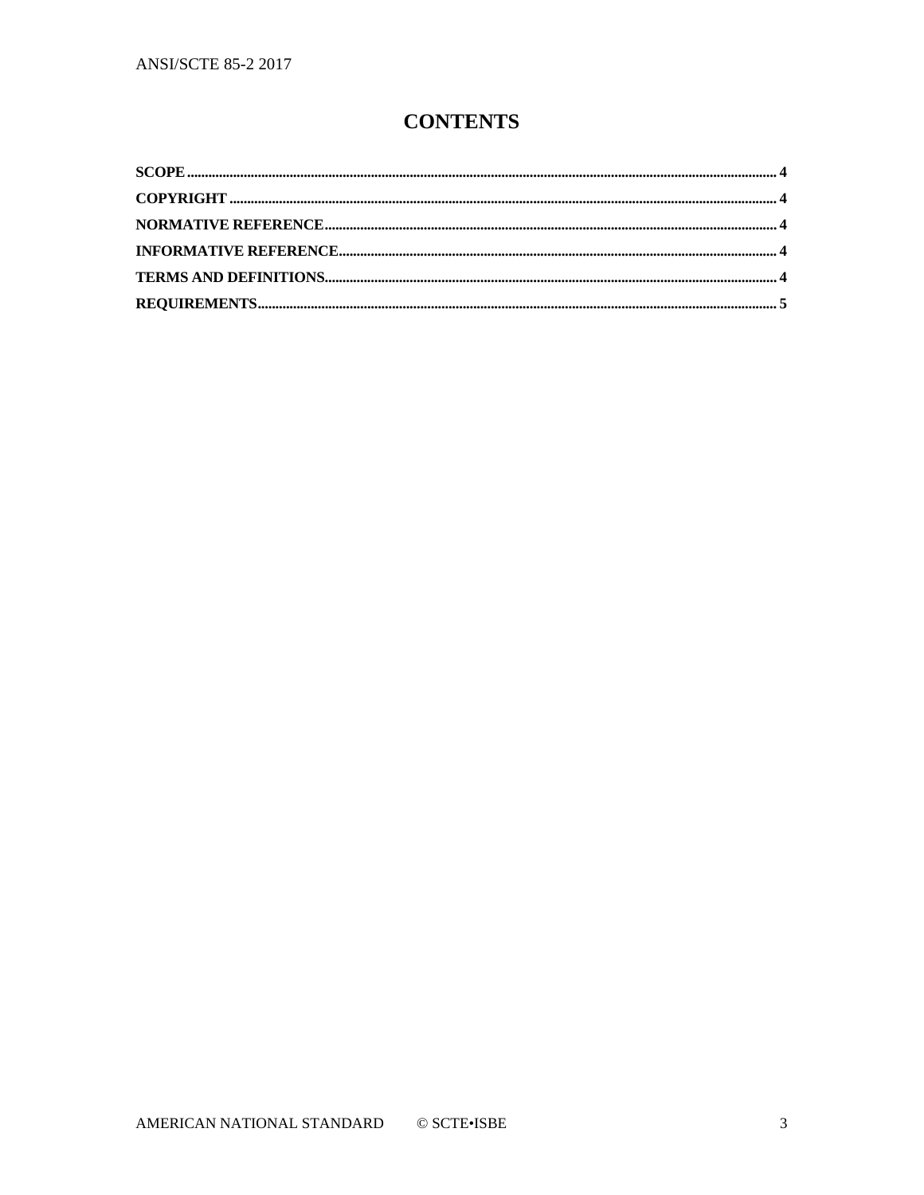# CONTENTS

**SCOPE** .......... 4

**COPYRIGHT** .......... 4

**NORMATIVE REFERENCE** .......... 4

**INFORMATIVE REFERENCE** .......... 4

**TERMS AND DEFINITIONS** .......... 4

**REQUIREMENTS** .......... 5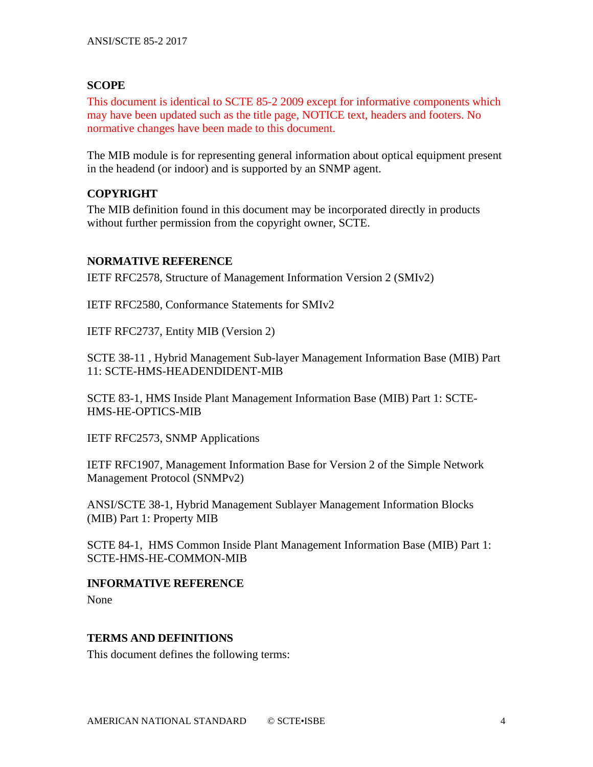## SCOPE

This document is identical to SCTE 85-2 2009 except for informative components which may have been updated such as the title page, NOTICE text, headers and footers. No normative changes have been made to this document.

The MIB module is for representing general information about optical equipment present in the headend (or indoor) and is supported by an SNMP agent.

## COPYRIGHT

The MIB definition found in this document may be incorporated directly in products without further permission from the copyright owner, SCTE.

## NORMATIVE REFERENCE

IETF RFC2578, Structure of Management Information Version 2 (SMIv2)

IETF RFC2580, Conformance Statements for SMIv2

IETF RFC2737, Entity MIB (Version 2)

SCTE 38-11 , Hybrid Management Sub-layer Management Information Base (MIB) Part 11: SCTE-HMS-HEADENDIDENT-MIB

SCTE 83-1, HMS Inside Plant Management Information Base (MIB) Part 1: SCTE-HMS-HE-OPTICS-MIB

IETF RFC2573, SNMP Applications

IETF RFC1907, Management Information Base for Version 2 of the Simple Network Management Protocol (SNMPv2)

ANSI/SCTE 38-1, Hybrid Management Sublayer Management Information Blocks (MIB) Part 1: Property MIB

SCTE 84-1, HMS Common Inside Plant Management Information Base (MIB) Part 1: SCTE-HMS-HE-COMMON-MIB

## INFORMATIVE REFERENCE

None

## TERMS AND DEFINITIONS

This document defines the following terms: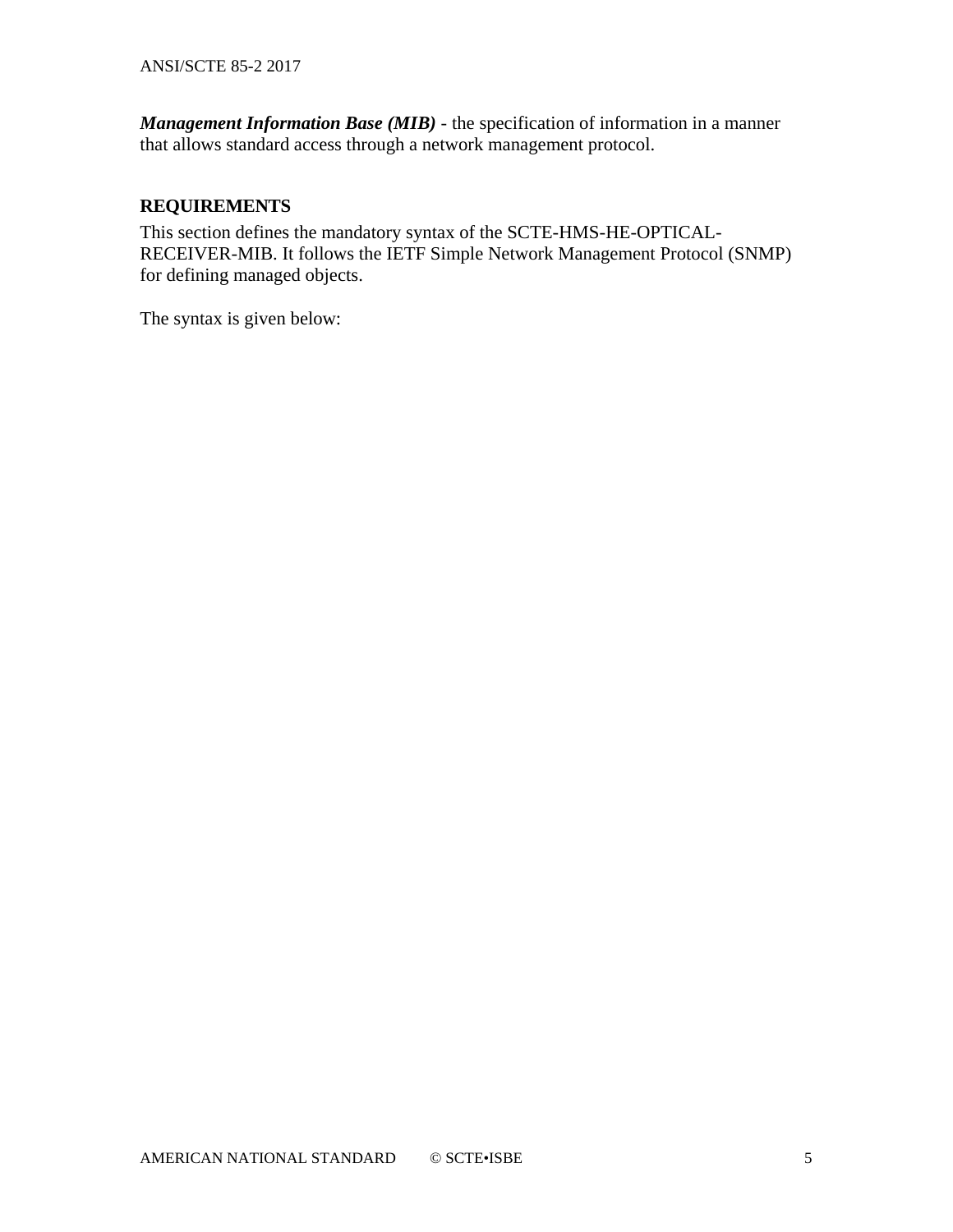***Management Information Base (MIB)*** - the specification of information in a manner that allows standard access through a network management protocol.

## REQUIREMENTS

This section defines the mandatory syntax of the SCTE-HMS-HE-OPTICAL-RECEIVER-MIB. It follows the IETF Simple Network Management Protocol (SNMP) for defining managed objects.

The syntax is given below: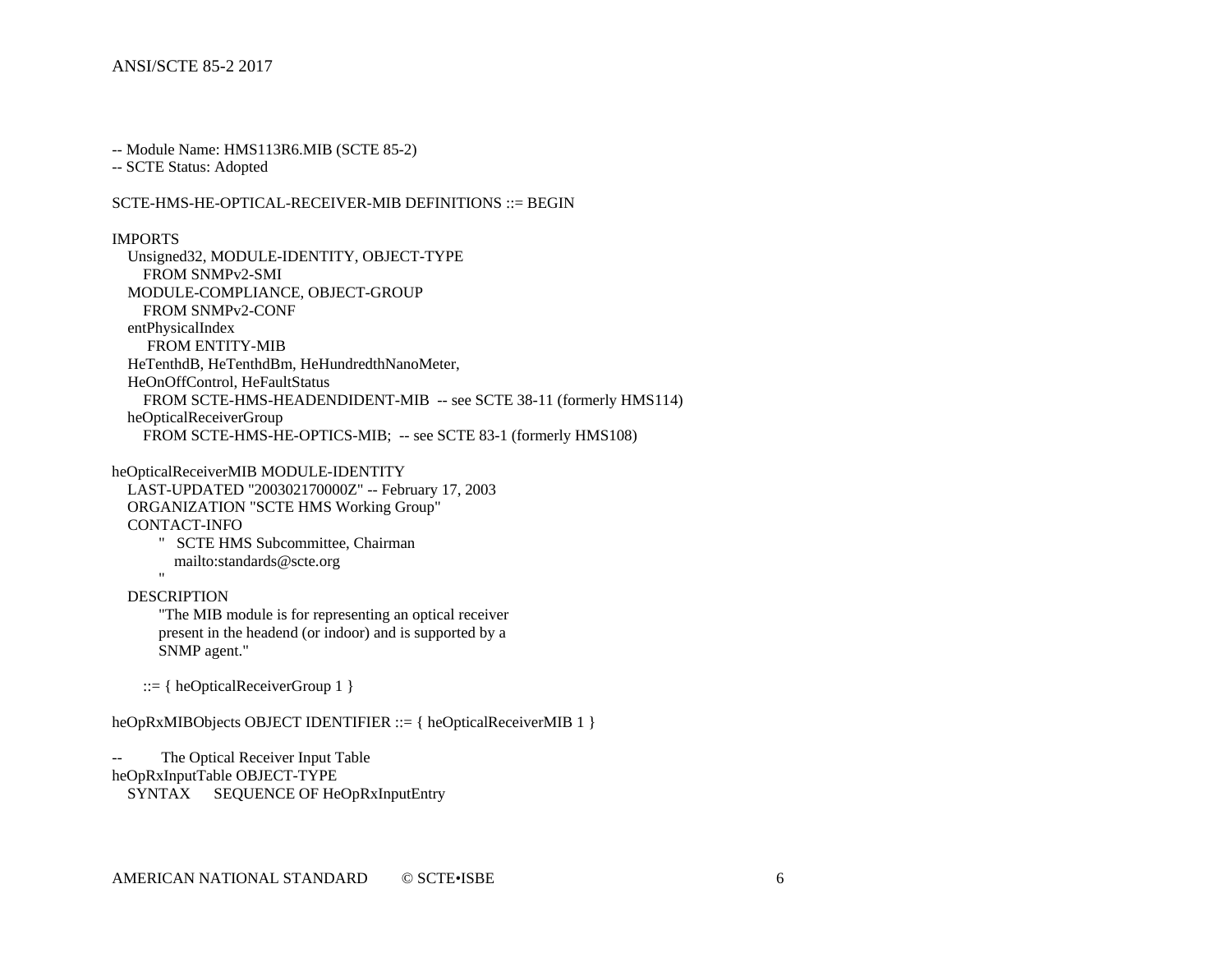```
-- Module Name: HMS113R6.MIB (SCTE 85-2)
-- SCTE Status: Adopted

SCTE-HMS-HE-OPTICAL-RECEIVER-MIB DEFINITIONS ::= BEGIN

IMPORTS
   Unsigned32, MODULE-IDENTITY, OBJECT-TYPE
      FROM SNMPv2-SMI
   MODULE-COMPLIANCE, OBJECT-GROUP
      FROM SNMPv2-CONF
   entPhysicalIndex
       FROM ENTITY-MIB
   HeTenthdB, HeTenthdBm, HeHundredthNanoMeter,
   HeOnOffControl, HeFaultStatus
      FROM SCTE-HMS-HEADENDIDENT-MIB  -- see SCTE 38-11 (formerly HMS114)
   heOpticalReceiverGroup
      FROM SCTE-HMS-HE-OPTICS-MIB;  -- see SCTE 83-1 (formerly HMS108)

heOpticalReceiverMIB MODULE-IDENTITY
   LAST-UPDATED "200302170000Z" -- February 17, 2003
   ORGANIZATION "SCTE HMS Working Group"
   CONTACT-INFO
         "   SCTE HMS Subcommittee, Chairman
             mailto:standards@scte.org
         "
   DESCRIPTION
         "The MIB module is for representing an optical receiver
         present in the headend (or indoor) and is supported by a
         SNMP agent."

      ::= { heOpticalReceiverGroup 1 }

heOpRxMIBObjects OBJECT IDENTIFIER ::= { heOpticalReceiverMIB 1 }

--         The Optical Receiver Input Table
heOpRxInputTable OBJECT-TYPE
   SYNTAX      SEQUENCE OF HeOpRxInputEntry
```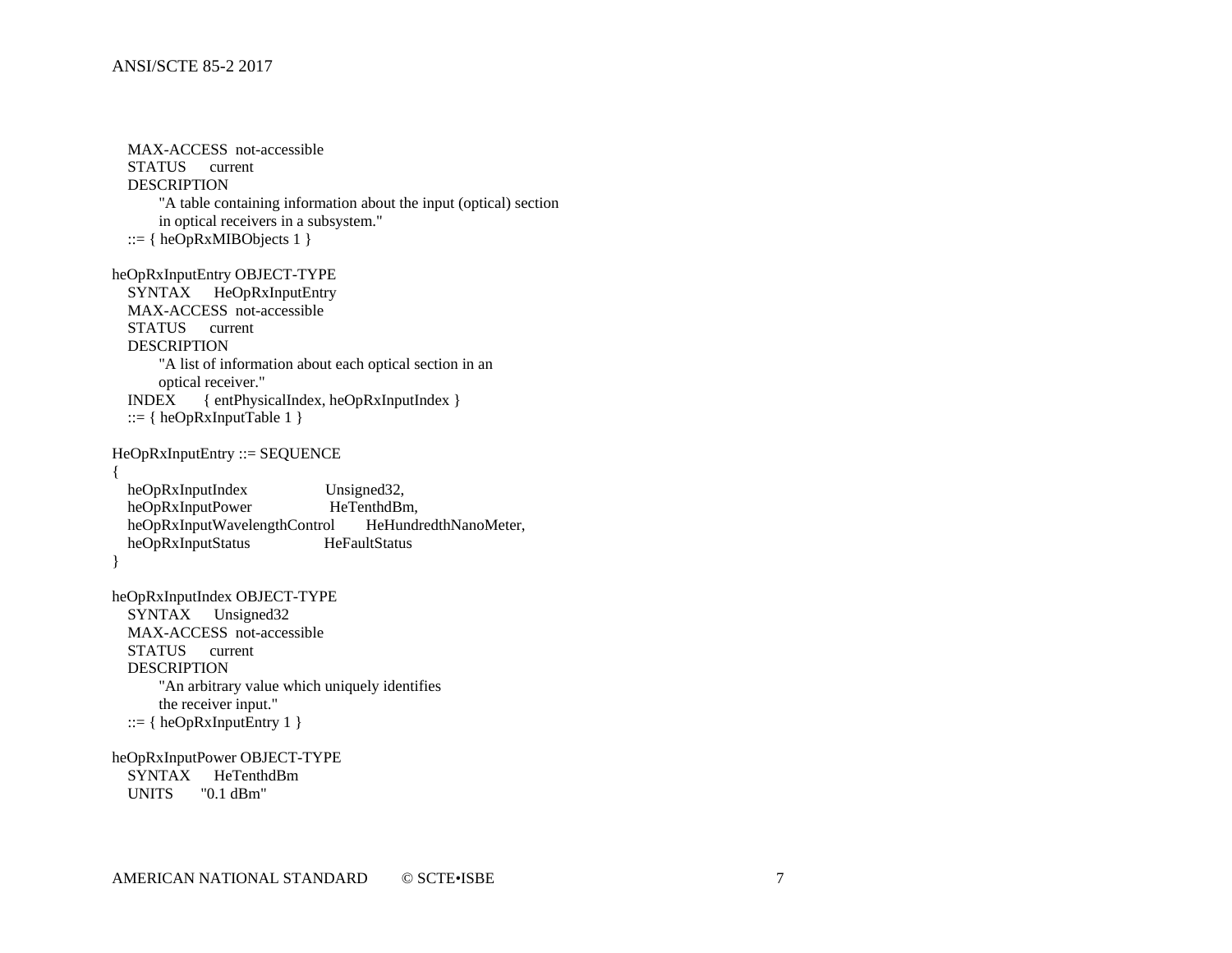```
    MAX-ACCESS  not-accessible
    STATUS      current
    DESCRIPTION
           "A table containing information about the input (optical) section
           in optical receivers in a subsystem."
    ::= { heOpRxMIBObjects 1 }

heOpRxInputEntry OBJECT-TYPE
    SYNTAX      HeOpRxInputEntry
    MAX-ACCESS  not-accessible
    STATUS      current
    DESCRIPTION
           "A list of information about each optical section in an
           optical receiver."
    INDEX       { entPhysicalIndex, heOpRxInputIndex }
    ::= { heOpRxInputTable 1 }

HeOpRxInputEntry ::= SEQUENCE
{
    heOpRxInputIndex                   Unsigned32,
    heOpRxInputPower                   HeTenthdBm,
    heOpRxInputWavelengthControl       HeHundredthNanoMeter,
    heOpRxInputStatus                  HeFaultStatus
}

heOpRxInputIndex OBJECT-TYPE
    SYNTAX      Unsigned32
    MAX-ACCESS  not-accessible
    STATUS      current
    DESCRIPTION
           "An arbitrary value which uniquely identifies
           the receiver input."
    ::= { heOpRxInputEntry 1 }

heOpRxInputPower OBJECT-TYPE
    SYNTAX      HeTenthdBm
    UNITS       "0.1 dBm"
```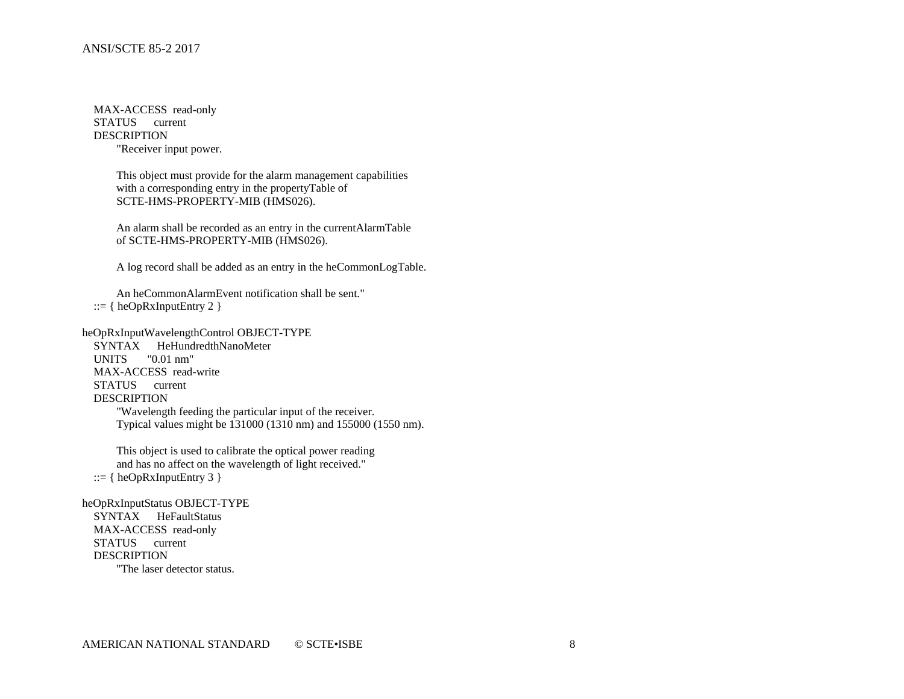```
    MAX-ACCESS  read-only
    STATUS      current
    DESCRIPTION
        "Receiver input power.

        This object must provide for the alarm management capabilities
        with a corresponding entry in the propertyTable of
        SCTE-HMS-PROPERTY-MIB (HMS026).

        An alarm shall be recorded as an entry in the currentAlarmTable
        of SCTE-HMS-PROPERTY-MIB (HMS026).

        A log record shall be added as an entry in the heCommonLogTable.

        An heCommonAlarmEvent notification shall be sent."
    ::= { heOpRxInputEntry 2 }

heOpRxInputWavelengthControl OBJECT-TYPE
    SYNTAX      HeHundredthNanoMeter
    UNITS       "0.01 nm"
    MAX-ACCESS  read-write
    STATUS      current
    DESCRIPTION
        "Wavelength feeding the particular input of the receiver.
        Typical values might be 131000 (1310 nm) and 155000 (1550 nm).

        This object is used to calibrate the optical power reading
        and has no affect on the wavelength of light received."
    ::= { heOpRxInputEntry 3 }

heOpRxInputStatus OBJECT-TYPE
    SYNTAX      HeFaultStatus
    MAX-ACCESS  read-only
    STATUS      current
    DESCRIPTION
        "The laser detector status.
```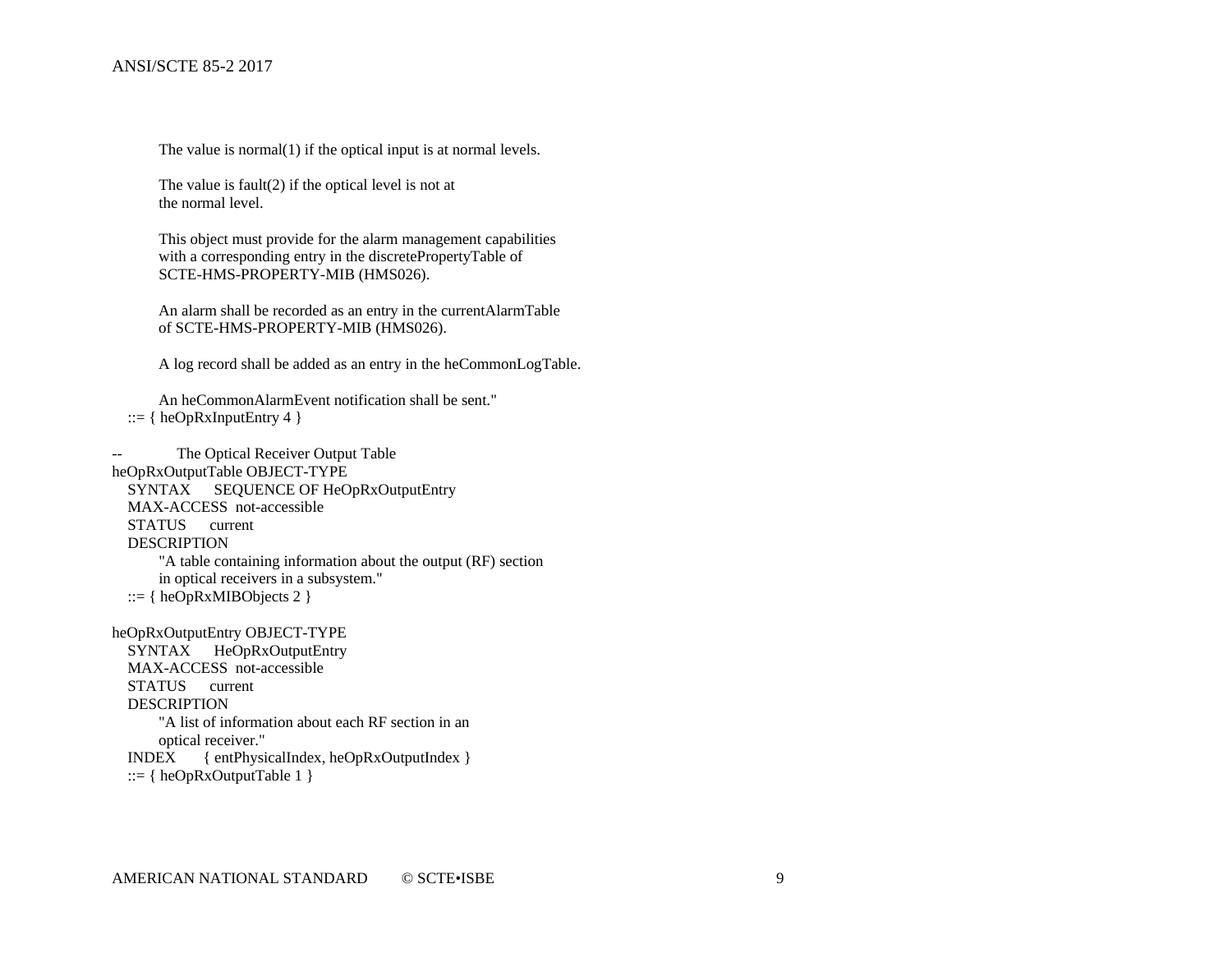```
        The value is normal(1) if the optical input is at normal levels.

        The value is fault(2) if the optical level is not at
        the normal level.

        This object must provide for the alarm management capabilities
        with a corresponding entry in the discretePropertyTable of
        SCTE-HMS-PROPERTY-MIB (HMS026).

        An alarm shall be recorded as an entry in the currentAlarmTable
        of SCTE-HMS-PROPERTY-MIB (HMS026).

        A log record shall be added as an entry in the heCommonLogTable.

        An heCommonAlarmEvent notification shall be sent."
    ::= { heOpRxInputEntry 4 }

--          The Optical Receiver Output Table
heOpRxOutputTable OBJECT-TYPE
    SYNTAX      SEQUENCE OF HeOpRxOutputEntry
    MAX-ACCESS  not-accessible
    STATUS      current
    DESCRIPTION
        "A table containing information about the output (RF) section
        in optical receivers in a subsystem."
    ::= { heOpRxMIBObjects 2 }

heOpRxOutputEntry OBJECT-TYPE
    SYNTAX      HeOpRxOutputEntry
    MAX-ACCESS  not-accessible
    STATUS      current
    DESCRIPTION
        "A list of information about each RF section in an
        optical receiver."
    INDEX       { entPhysicalIndex, heOpRxOutputIndex }
    ::= { heOpRxOutputTable 1 }
```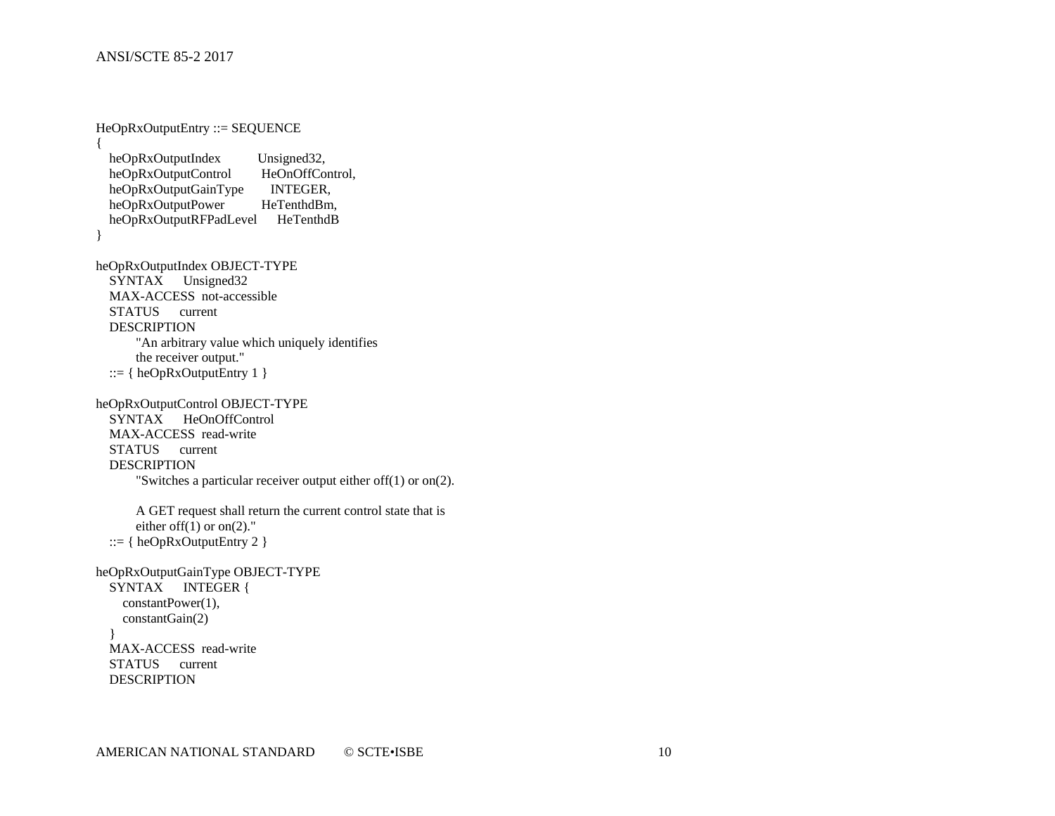```
HeOpRxOutputEntry ::= SEQUENCE
{
   heOpRxOutputIndex          Unsigned32,
   heOpRxOutputControl        HeOnOffControl,
   heOpRxOutputGainType       INTEGER,
   heOpRxOutputPower          HeTenthdBm,
   heOpRxOutputRFPadLevel     HeTenthdB
}

heOpRxOutputIndex OBJECT-TYPE
   SYNTAX      Unsigned32
   MAX-ACCESS  not-accessible
   STATUS      current
   DESCRIPTION
         "An arbitrary value which uniquely identifies
         the receiver output."
   ::= { heOpRxOutputEntry 1 }

heOpRxOutputControl OBJECT-TYPE
   SYNTAX      HeOnOffControl
   MAX-ACCESS  read-write
   STATUS      current
   DESCRIPTION
         "Switches a particular receiver output either off(1) or on(2).

         A GET request shall return the current control state that is
         either off(1) or on(2)."
   ::= { heOpRxOutputEntry 2 }

heOpRxOutputGainType OBJECT-TYPE
   SYNTAX      INTEGER {
      constantPower(1),
      constantGain(2)
   }
   MAX-ACCESS  read-write
   STATUS      current
   DESCRIPTION
```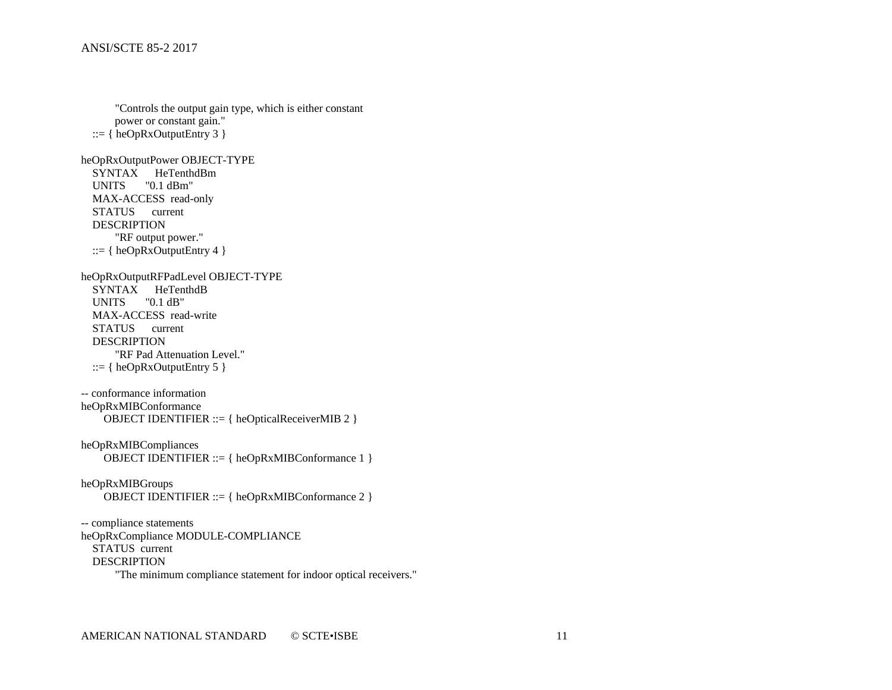```
        "Controls the output gain type, which is either constant
        power or constant gain."
    ::= { heOpRxOutputEntry 3 }

heOpRxOutputPower OBJECT-TYPE
    SYNTAX      HeTenthdBm
    UNITS       "0.1 dBm"
    MAX-ACCESS  read-only
    STATUS      current
    DESCRIPTION
        "RF output power."
    ::= { heOpRxOutputEntry 4 }

heOpRxOutputRFPadLevel OBJECT-TYPE
    SYNTAX      HeTenthdB
    UNITS       "0.1 dB"
    MAX-ACCESS  read-write
    STATUS      current
    DESCRIPTION
        "RF Pad Attenuation Level."
    ::= { heOpRxOutputEntry 5 }

-- conformance information
heOpRxMIBConformance
      OBJECT IDENTIFIER ::= { heOpticalReceiverMIB 2 }

heOpRxMIBCompliances
      OBJECT IDENTIFIER ::= { heOpRxMIBConformance 1 }

heOpRxMIBGroups
      OBJECT IDENTIFIER ::= { heOpRxMIBConformance 2 }

-- compliance statements
heOpRxCompliance MODULE-COMPLIANCE
    STATUS  current
    DESCRIPTION
        "The minimum compliance statement for indoor optical receivers."
```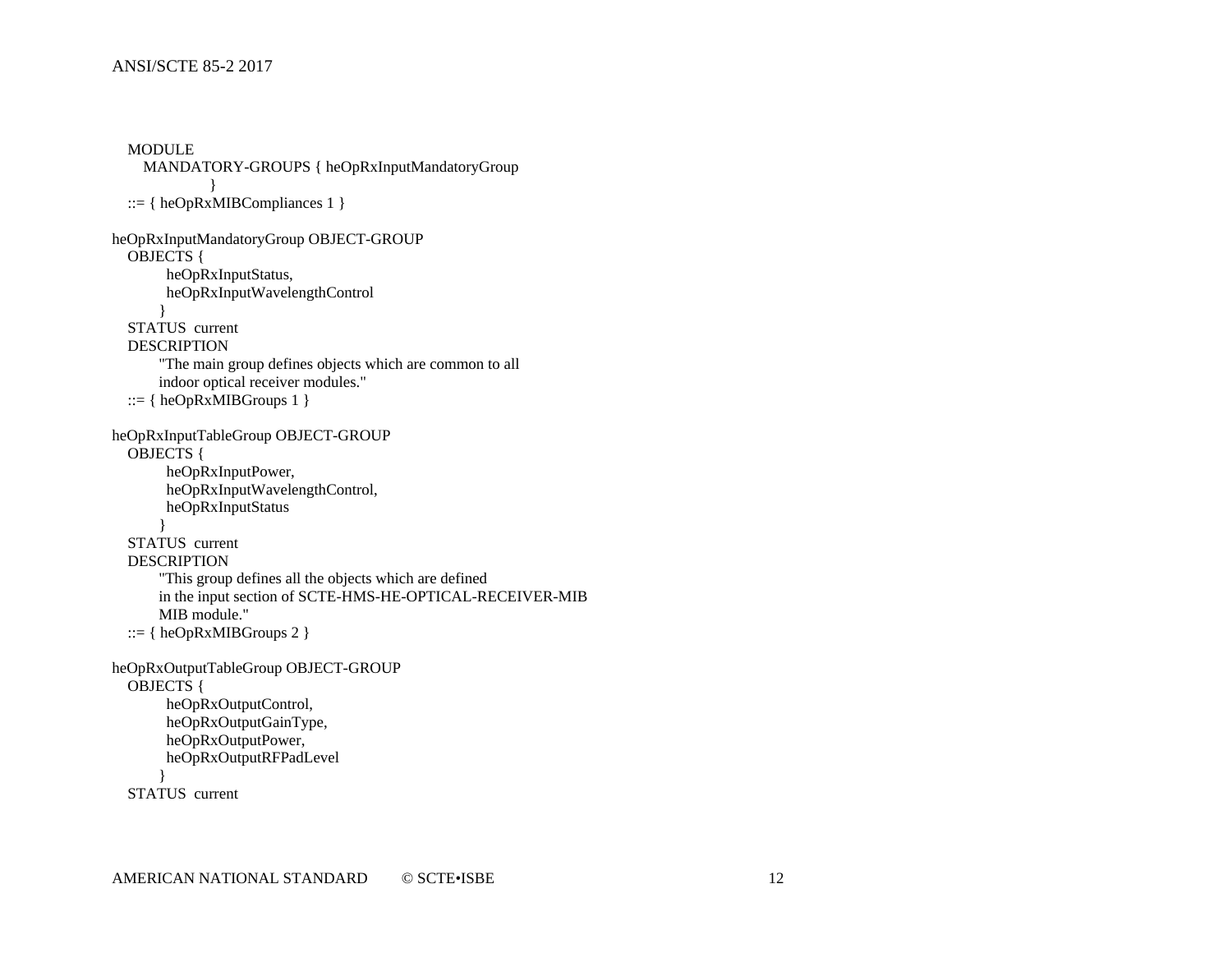```
   MODULE
      MANDATORY-GROUPS { heOpRxInputMandatoryGroup
                  }
   ::= { heOpRxMIBCompliances 1 }

heOpRxInputMandatoryGroup OBJECT-GROUP
   OBJECTS {
          heOpRxInputStatus,
          heOpRxInputWavelengthControl
         }
   STATUS  current
   DESCRIPTION
         "The main group defines objects which are common to all
         indoor optical receiver modules."
   ::= { heOpRxMIBGroups 1 }

heOpRxInputTableGroup OBJECT-GROUP
   OBJECTS {
          heOpRxInputPower,
          heOpRxInputWavelengthControl,
          heOpRxInputStatus
         }
   STATUS  current
   DESCRIPTION
         "This group defines all the objects which are defined
         in the input section of SCTE-HMS-HE-OPTICAL-RECEIVER-MIB
         MIB module."
   ::= { heOpRxMIBGroups 2 }

heOpRxOutputTableGroup OBJECT-GROUP
   OBJECTS {
          heOpRxOutputControl,
          heOpRxOutputGainType,
          heOpRxOutputPower,
          heOpRxOutputRFPadLevel
         }
   STATUS  current
```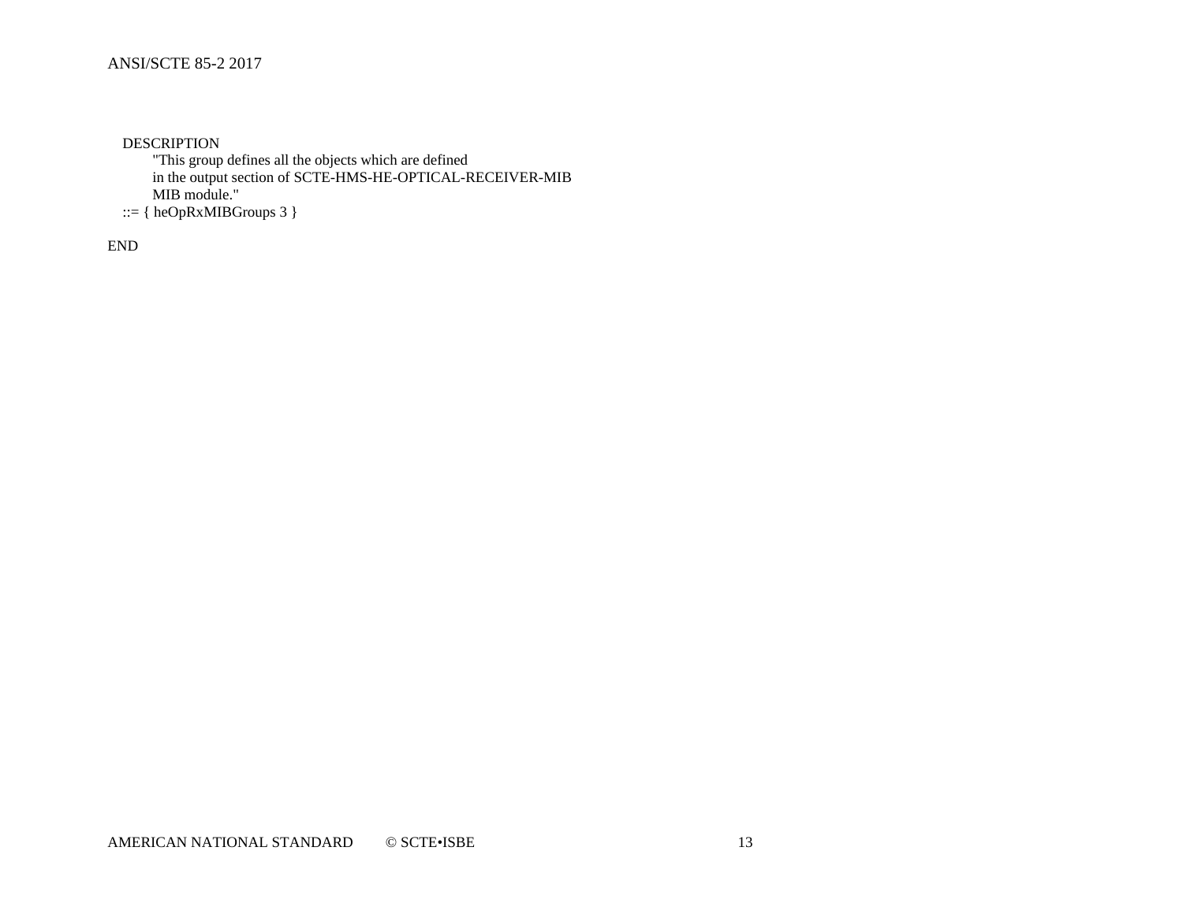```
    DESCRIPTION
        "This group defines all the objects which are defined
        in the output section of SCTE-HMS-HE-OPTICAL-RECEIVER-MIB
        MIB module."
    ::= { heOpRxMIBGroups 3 }

END
```